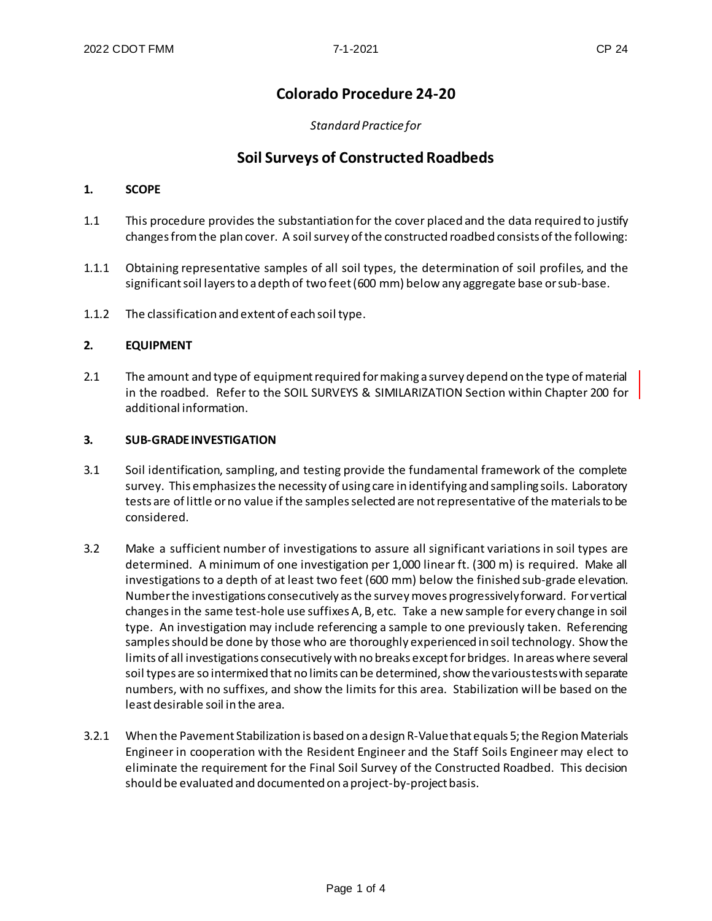# Colorado Procedure 24-20

*Standard Practice for*

# Soil Surveys of Constructed Roadbeds

## 1. SCOPE

1.1 This procedure provides the substantiation for the cover placed and the data required to justify changes from the plan cover. A soil survey of the constructed roadbed consists of the following:

1.1.1 Obtaining representative samples of all soil types, the determination of soil profiles, and the significant soil layers to a depth of two feet (600 mm) below any aggregate base or sub-base.

1.1.2 The classification and extent of each soil type.

## 2. EQUIPMENT

2.1 The amount and type of equipment required for making a survey depend on the type of material in the roadbed. Refer to the SOIL SURVEYS & SIMILARIZATION Section within Chapter 200 for additional information.

## 3. SUB-GRADE INVESTIGATION

3.1 Soil identification, sampling, and testing provide the fundamental framework of the complete survey. This emphasizes the necessity of using care in identifying and sampling soils. Laboratory tests are of little or no value if the samples selected are not representative of the materials to be considered.

3.2 Make a sufficient number of investigations to assure all significant variations in soil types are determined. A minimum of one investigation per 1,000 linear ft. (300 m) is required. Make all investigations to a depth of at least two feet (600 mm) below the finished sub-grade elevation. Number the investigations consecutively as the survey moves progressively forward. For vertical changes in the same test-hole use suffixes A, B, etc. Take a new sample for every change in soil type. An investigation may include referencing a sample to one previously taken. Referencing samples should be done by those who are thoroughly experienced in soil technology. Show the limits of all investigations consecutively with no breaks except for bridges. In areas where several soil types are so intermixed that no limits can be determined, show the various tests with separate numbers, with no suffixes, and show the limits for this area. Stabilization will be based on the least desirable soil in the area.

3.2.1 When the Pavement Stabilization is based on a design R-Value that equals 5; the Region Materials Engineer in cooperation with the Resident Engineer and the Staff Soils Engineer may elect to eliminate the requirement for the Final Soil Survey of the Constructed Roadbed. This decision should be evaluated and documented on a project-by-project basis.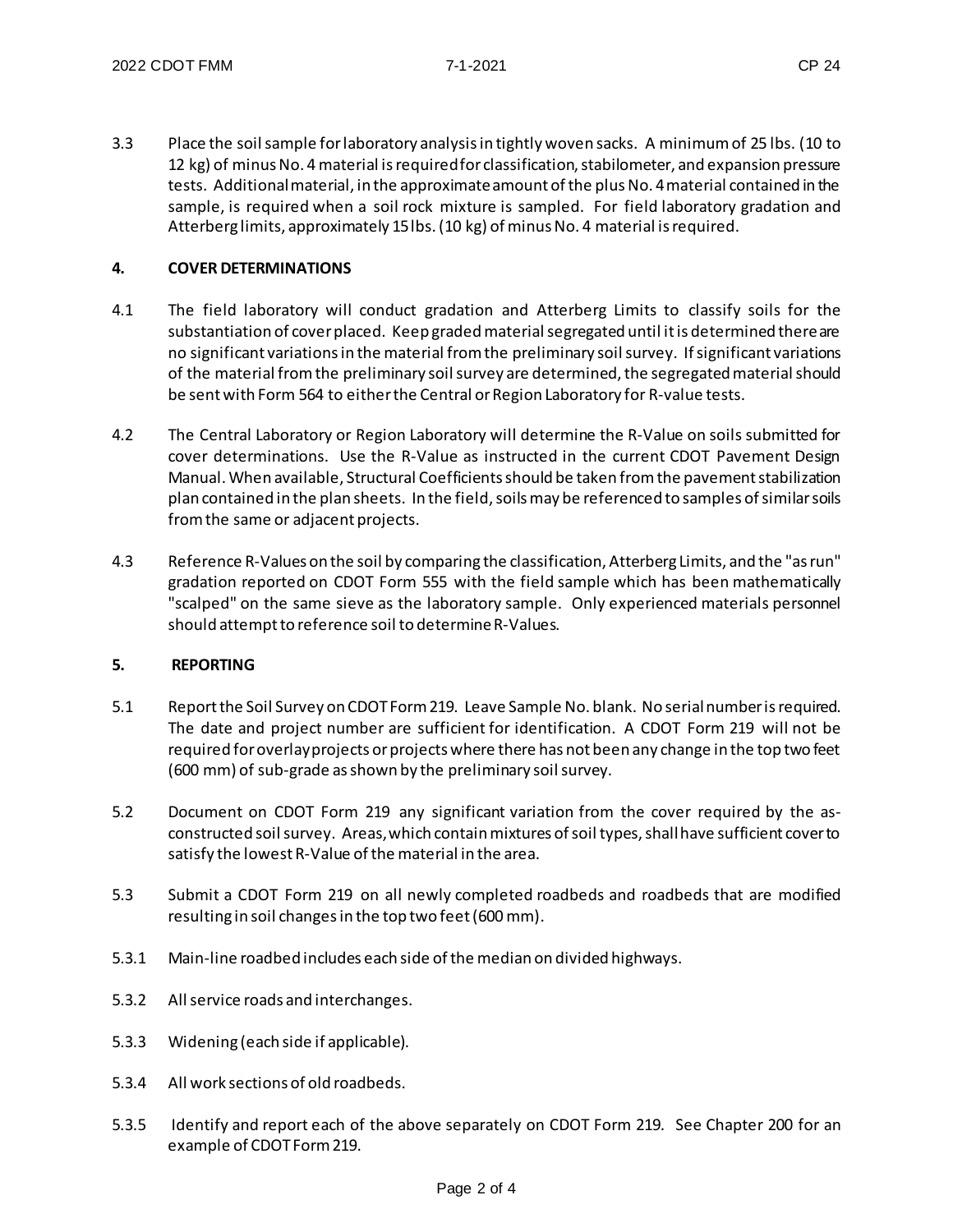3.3 Place the soil sample for laboratory analysis in tightly woven sacks. A minimum of 25 lbs. (10 to 12 kg) of minus No. 4 material is required for classification, stabilometer, and expansion pressure tests. Additional material, in the approximate amount of the plus No. 4 material contained in the sample, is required when a soil rock mixture is sampled. For field laboratory gradation and Atterberg limits, approximately 15 lbs. (10 kg) of minus No. 4 material is required.

## 4. COVER DETERMINATIONS

4.1 The field laboratory will conduct gradation and Atterberg Limits to classify soils for the substantiation of cover placed. Keep graded material segregated until it is determined there are no significant variations in the material from the preliminary soil survey. If significant variations of the material from the preliminary soil survey are determined, the segregated material should be sent with Form 564 to either the Central or Region Laboratory for R-value tests.

4.2 The Central Laboratory or Region Laboratory will determine the R-Value on soils submitted for cover determinations. Use the R-Value as instructed in the current CDOT Pavement Design Manual. When available, Structural Coefficients should be taken from the pavement stabilization plan contained in the plan sheets. In the field, soils may be referenced to samples of similar soils from the same or adjacent projects.

4.3 Reference R-Values on the soil by comparing the classification, Atterberg Limits, and the "as run" gradation reported on CDOT Form 555 with the field sample which has been mathematically "scalped" on the same sieve as the laboratory sample. Only experienced materials personnel should attempt to reference soil to determine R-Values.

## 5. REPORTING

5.1 Report the Soil Survey on CDOT Form 219. Leave Sample No. blank. No serial number is required. The date and project number are sufficient for identification. A CDOT Form 219 will not be required for overlay projects or projects where there has not been any change in the top two feet (600 mm) of sub-grade as shown by the preliminary soil survey.

5.2 Document on CDOT Form 219 any significant variation from the cover required by the as-constructed soil survey. Areas, which contain mixtures of soil types, shall have sufficient cover to satisfy the lowest R-Value of the material in the area.

5.3 Submit a CDOT Form 219 on all newly completed roadbeds and roadbeds that are modified resulting in soil changes in the top two feet (600 mm).

5.3.1 Main-line roadbed includes each side of the median on divided highways.

5.3.2 All service roads and interchanges.

5.3.3 Widening (each side if applicable).

5.3.4 All work sections of old roadbeds.

5.3.5 Identify and report each of the above separately on CDOT Form 219. See Chapter 200 for an example of CDOT Form 219.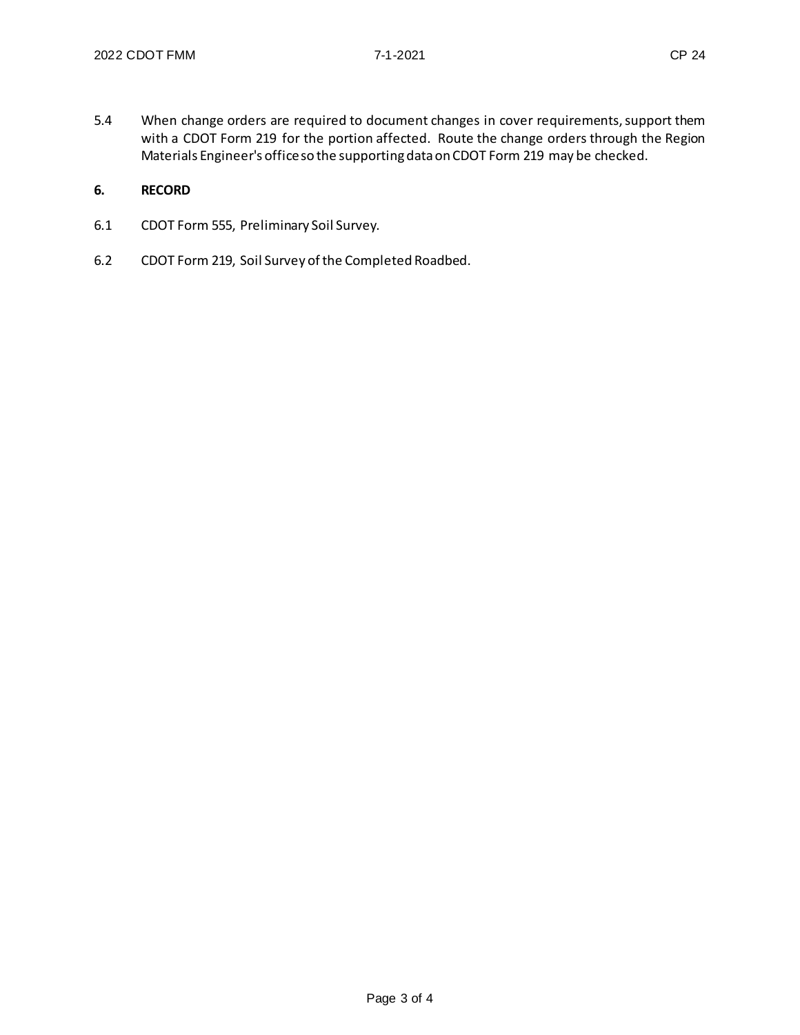5.4 When change orders are required to document changes in cover requirements, support them with a CDOT Form 219 for the portion affected. Route the change orders through the Region Materials Engineer's office so the supporting data on CDOT Form 219 may be checked.

## 6. RECORD

6.1 CDOT Form 555, Preliminary Soil Survey.

6.2 CDOT Form 219, Soil Survey of the Completed Roadbed.